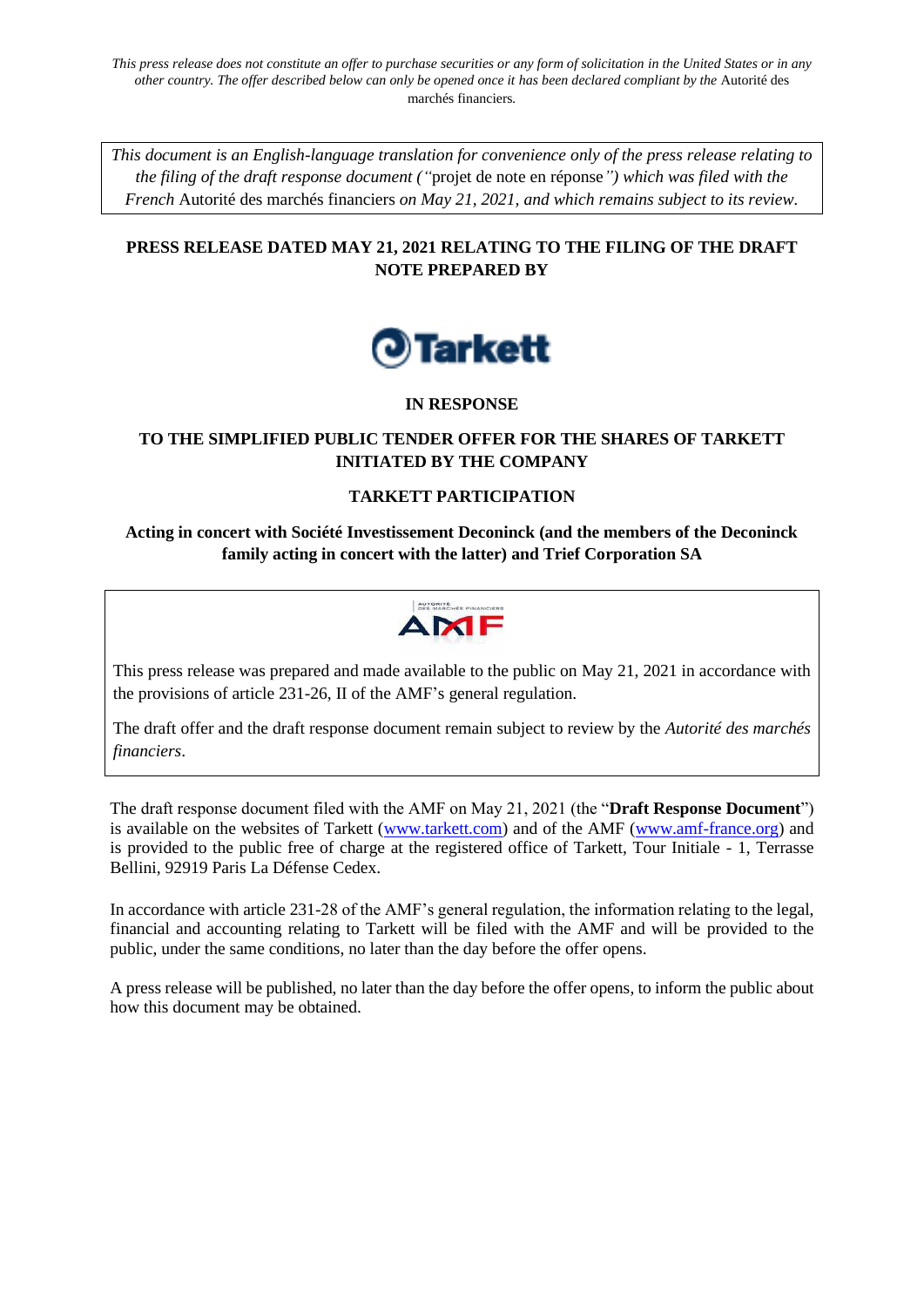*This press release does not constitute an offer to purchase securities or any form of solicitation in the United States or in any other country. The offer described below can only be opened once it has been declared compliant by the* Autorité des marchés financiers*.*

*This document is an English-language translation for convenience only of the press release relating to the filing of the draft response document ("*projet de note en réponse*") which was filed with the French* Autorité des marchés financiers *on May 21, 2021, and which remains subject to its review.*

**PRESS RELEASE DATED MAY 21, 2021 RELATING TO THE FILING OF THE DRAFT NOTE PREPARED BY**

**Tarkett**

**IN RESPONSE**

**TO THE SIMPLIFIED PUBLIC TENDER OFFER FOR THE SHARES OF TARKETT INITIATED BY THE COMPANY**

**TARKETT PARTICIPATION**

**Acting in concert with Société Investissement Deconinck (and the members of the Deconinck family acting in concert with the latter) and Trief Corporation SA**

AUTORITÉ DES MARCHÉS FINANCIERS

AMF

This press release was prepared and made available to the public on May 21, 2021 in accordance with the provisions of article 231-26, II of the AMF's general regulation.

The draft offer and the draft response document remain subject to review by the *Autorité des marchés financiers*.

The draft response document filed with the AMF on May 21, 2021 (the "**Draft Response Document**") is available on the websites of Tarkett (www.tarkett.com) and of the AMF (www.amf-france.org) and is provided to the public free of charge at the registered office of Tarkett, Tour Initiale - 1, Terrasse Bellini, 92919 Paris La Défense Cedex.

In accordance with article 231-28 of the AMF's general regulation, the information relating to the legal, financial and accounting relating to Tarkett will be filed with the AMF and will be provided to the public, under the same conditions, no later than the day before the offer opens.

A press release will be published, no later than the day before the offer opens, to inform the public about how this document may be obtained.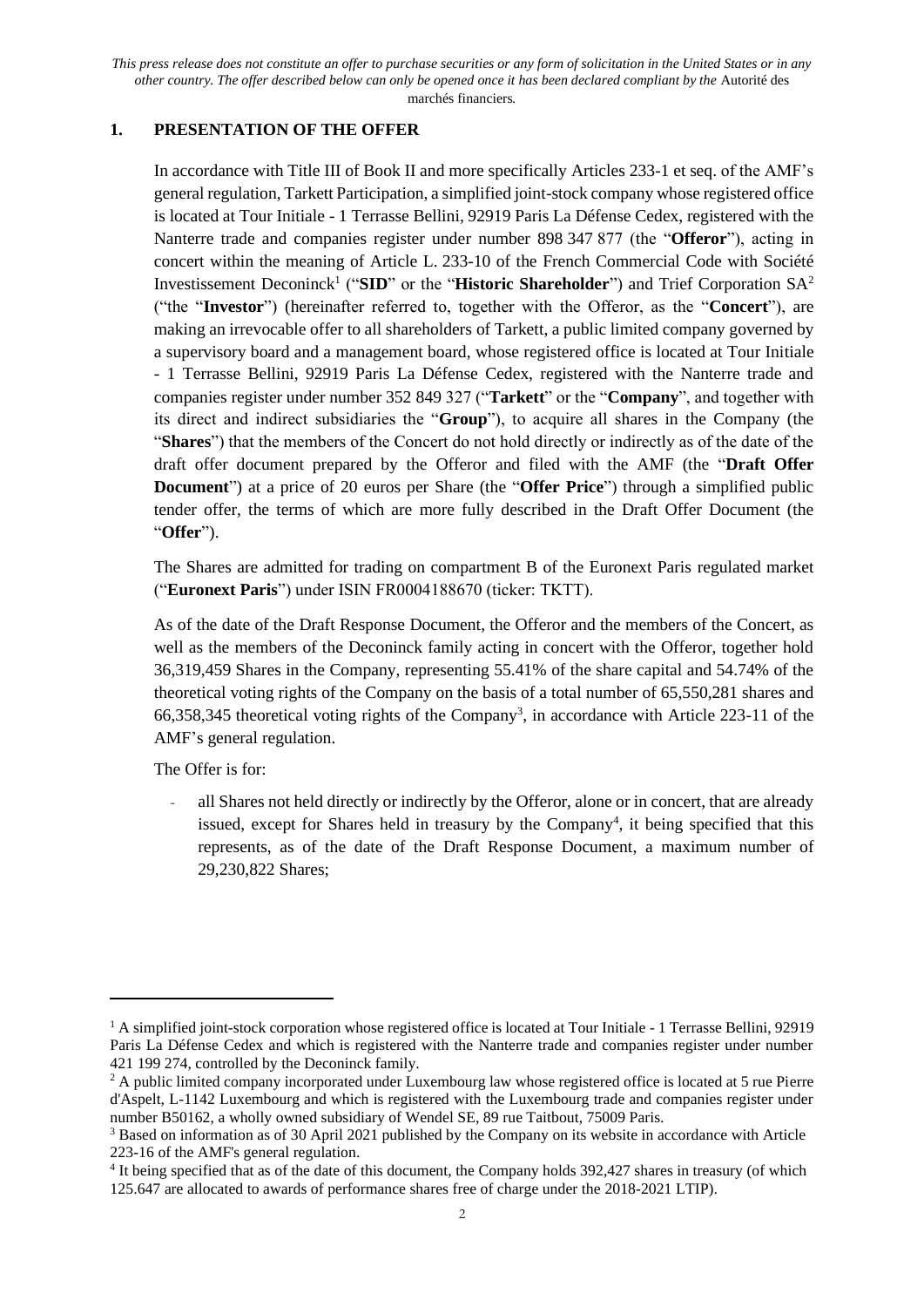*This press release does not constitute an offer to purchase securities or any form of solicitation in the United States or in any other country. The offer described below can only be opened once it has been declared compliant by the* Autorité des marchés financiers*.*

## 1. PRESENTATION OF THE OFFER

In accordance with Title III of Book II and more specifically Articles 233-1 et seq. of the AMF's general regulation, Tarkett Participation, a simplified joint-stock company whose registered office is located at Tour Initiale - 1 Terrasse Bellini, 92919 Paris La Défense Cedex, registered with the Nanterre trade and companies register under number 898 347 877 (the "**Offeror**"), acting in concert within the meaning of Article L. 233-10 of the French Commercial Code with Société Investissement Deconinck[1] ("**SID**" or the "**Historic Shareholder**") and Trief Corporation SA[2] ("the "**Investor**") (hereinafter referred to, together with the Offeror, as the "**Concert**"), are making an irrevocable offer to all shareholders of Tarkett, a public limited company governed by a supervisory board and a management board, whose registered office is located at Tour Initiale - 1 Terrasse Bellini, 92919 Paris La Défense Cedex, registered with the Nanterre trade and companies register under number 352 849 327 ("**Tarkett**" or the "**Company**", and together with its direct and indirect subsidiaries the "**Group**"), to acquire all shares in the Company (the "**Shares**") that the members of the Concert do not hold directly or indirectly as of the date of the draft offer document prepared by the Offeror and filed with the AMF (the "**Draft Offer Document**") at a price of 20 euros per Share (the "**Offer Price**") through a simplified public tender offer, the terms of which are more fully described in the Draft Offer Document (the "**Offer**").

The Shares are admitted for trading on compartment B of the Euronext Paris regulated market ("**Euronext Paris**") under ISIN FR0004188670 (ticker: TKTT).

As of the date of the Draft Response Document, the Offeror and the members of the Concert, as well as the members of the Deconinck family acting in concert with the Offeror, together hold 36,319,459 Shares in the Company, representing 55.41% of the share capital and 54.74% of the theoretical voting rights of the Company on the basis of a total number of 65,550,281 shares and 66,358,345 theoretical voting rights of the Company[3], in accordance with Article 223-11 of the AMF's general regulation.

The Offer is for:

- all Shares not held directly or indirectly by the Offeror, alone or in concert, that are already issued, except for Shares held in treasury by the Company[4], it being specified that this represents, as of the date of the Draft Response Document, a maximum number of 29,230,822 Shares;

---

[1] A simplified joint-stock corporation whose registered office is located at Tour Initiale - 1 Terrasse Bellini, 92919 Paris La Défense Cedex and which is registered with the Nanterre trade and companies register under number 421 199 274, controlled by the Deconinck family.

[2] A public limited company incorporated under Luxembourg law whose registered office is located at 5 rue Pierre d'Aspelt, L-1142 Luxembourg and which is registered with the Luxembourg trade and companies register under number B50162, a wholly owned subsidiary of Wendel SE, 89 rue Taitbout, 75009 Paris.

[3] Based on information as of 30 April 2021 published by the Company on its website in accordance with Article 223-16 of the AMF's general regulation.

[4] It being specified that as of the date of this document, the Company holds 392,427 shares in treasury (of which 125.647 are allocated to awards of performance shares free of charge under the 2018-2021 LTIP).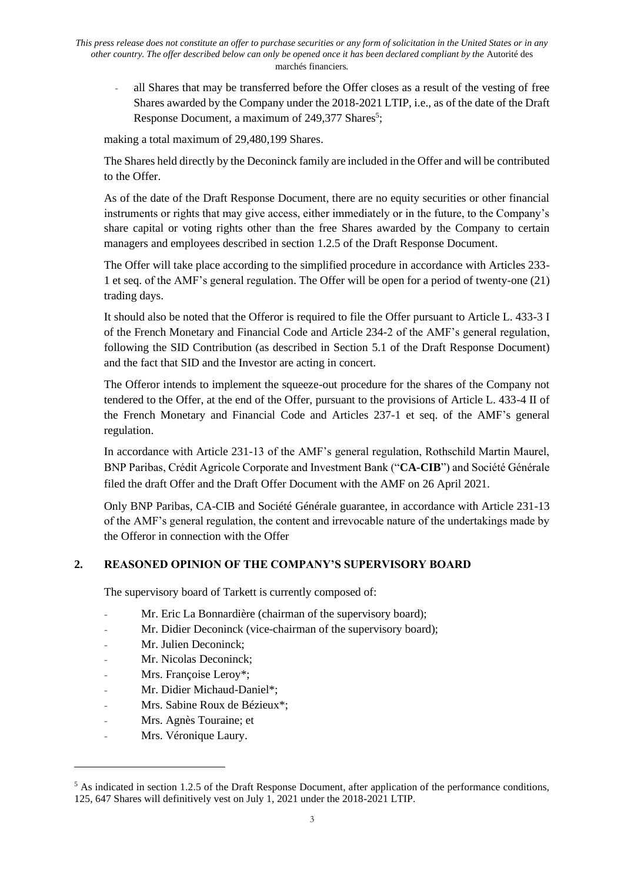- all Shares that may be transferred before the Offer closes as a result of the vesting of free Shares awarded by the Company under the 2018-2021 LTIP, i.e., as of the date of the Draft Response Document, a maximum of 249,377 Shares[5];

making a total maximum of 29,480,199 Shares.

The Shares held directly by the Deconinck family are included in the Offer and will be contributed to the Offer.

As of the date of the Draft Response Document, there are no equity securities or other financial instruments or rights that may give access, either immediately or in the future, to the Company's share capital or voting rights other than the free Shares awarded by the Company to certain managers and employees described in section 1.2.5 of the Draft Response Document.

The Offer will take place according to the simplified procedure in accordance with Articles 233-1 et seq. of the AMF's general regulation. The Offer will be open for a period of twenty-one (21) trading days.

It should also be noted that the Offeror is required to file the Offer pursuant to Article L. 433-3 I of the French Monetary and Financial Code and Article 234-2 of the AMF's general regulation, following the SID Contribution (as described in Section 5.1 of the Draft Response Document) and the fact that SID and the Investor are acting in concert.

The Offeror intends to implement the squeeze-out procedure for the shares of the Company not tendered to the Offer, at the end of the Offer, pursuant to the provisions of Article L. 433-4 II of the French Monetary and Financial Code and Articles 237-1 et seq. of the AMF's general regulation.

In accordance with Article 231-13 of the AMF's general regulation, Rothschild Martin Maurel, BNP Paribas, Crédit Agricole Corporate and Investment Bank ("**CA-CIB**") and Société Générale filed the draft Offer and the Draft Offer Document with the AMF on 26 April 2021.

Only BNP Paribas, CA-CIB and Société Générale guarantee, in accordance with Article 231-13 of the AMF's general regulation, the content and irrevocable nature of the undertakings made by the Offeror in connection with the Offer

## 2. REASONED OPINION OF THE COMPANY'S SUPERVISORY BOARD

The supervisory board of Tarkett is currently composed of:

- Mr. Eric La Bonnardière (chairman of the supervisory board);
- Mr. Didier Deconinck (vice-chairman of the supervisory board);
- Mr. Julien Deconinck;
- Mr. Nicolas Deconinck;
- Mrs. Françoise Leroy*;
- Mr. Didier Michaud-Daniel*;
- Mrs. Sabine Roux de Bézieux*;
- Mrs. Agnès Touraine; et
- Mrs. Véronique Laury.

[5] As indicated in section 1.2.5 of the Draft Response Document, after application of the performance conditions, 125, 647 Shares will definitively vest on July 1, 2021 under the 2018-2021 LTIP.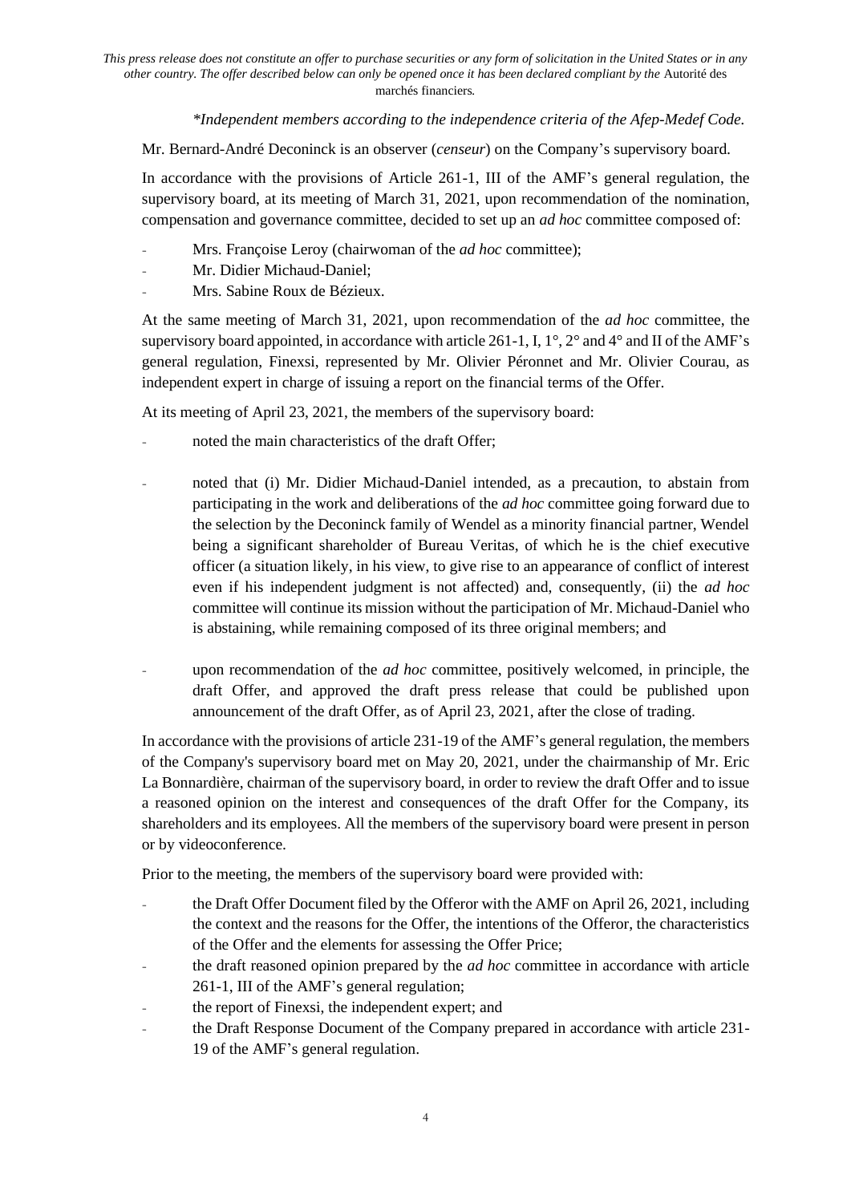*\*Independent members according to the independence criteria of the Afep-Medef Code.*

Mr. Bernard-André Deconinck is an observer (*censeur*) on the Company's supervisory board.

In accordance with the provisions of Article 261-1, III of the AMF's general regulation, the supervisory board, at its meeting of March 31, 2021, upon recommendation of the nomination, compensation and governance committee, decided to set up an *ad hoc* committee composed of:

- Mrs. Françoise Leroy (chairwoman of the *ad hoc* committee);
- Mr. Didier Michaud-Daniel;
- Mrs. Sabine Roux de Bézieux.

At the same meeting of March 31, 2021, upon recommendation of the *ad hoc* committee, the supervisory board appointed, in accordance with article 261-1, I, 1°, 2° and 4° and II of the AMF's general regulation, Finexsi, represented by Mr. Olivier Péronnet and Mr. Olivier Courau, as independent expert in charge of issuing a report on the financial terms of the Offer.

At its meeting of April 23, 2021, the members of the supervisory board:

- noted the main characteristics of the draft Offer;
- noted that (i) Mr. Didier Michaud-Daniel intended, as a precaution, to abstain from participating in the work and deliberations of the *ad hoc* committee going forward due to the selection by the Deconinck family of Wendel as a minority financial partner, Wendel being a significant shareholder of Bureau Veritas, of which he is the chief executive officer (a situation likely, in his view, to give rise to an appearance of conflict of interest even if his independent judgment is not affected) and, consequently, (ii) the *ad hoc* committee will continue its mission without the participation of Mr. Michaud-Daniel who is abstaining, while remaining composed of its three original members; and
- upon recommendation of the *ad hoc* committee, positively welcomed, in principle, the draft Offer, and approved the draft press release that could be published upon announcement of the draft Offer, as of April 23, 2021, after the close of trading.

In accordance with the provisions of article 231-19 of the AMF's general regulation, the members of the Company's supervisory board met on May 20, 2021, under the chairmanship of Mr. Eric La Bonnardière, chairman of the supervisory board, in order to review the draft Offer and to issue a reasoned opinion on the interest and consequences of the draft Offer for the Company, its shareholders and its employees. All the members of the supervisory board were present in person or by videoconference.

Prior to the meeting, the members of the supervisory board were provided with:

- the Draft Offer Document filed by the Offeror with the AMF on April 26, 2021, including the context and the reasons for the Offer, the intentions of the Offeror, the characteristics of the Offer and the elements for assessing the Offer Price;
- the draft reasoned opinion prepared by the *ad hoc* committee in accordance with article 261-1, III of the AMF's general regulation;
- the report of Finexsi, the independent expert; and
- the Draft Response Document of the Company prepared in accordance with article 231-19 of the AMF's general regulation.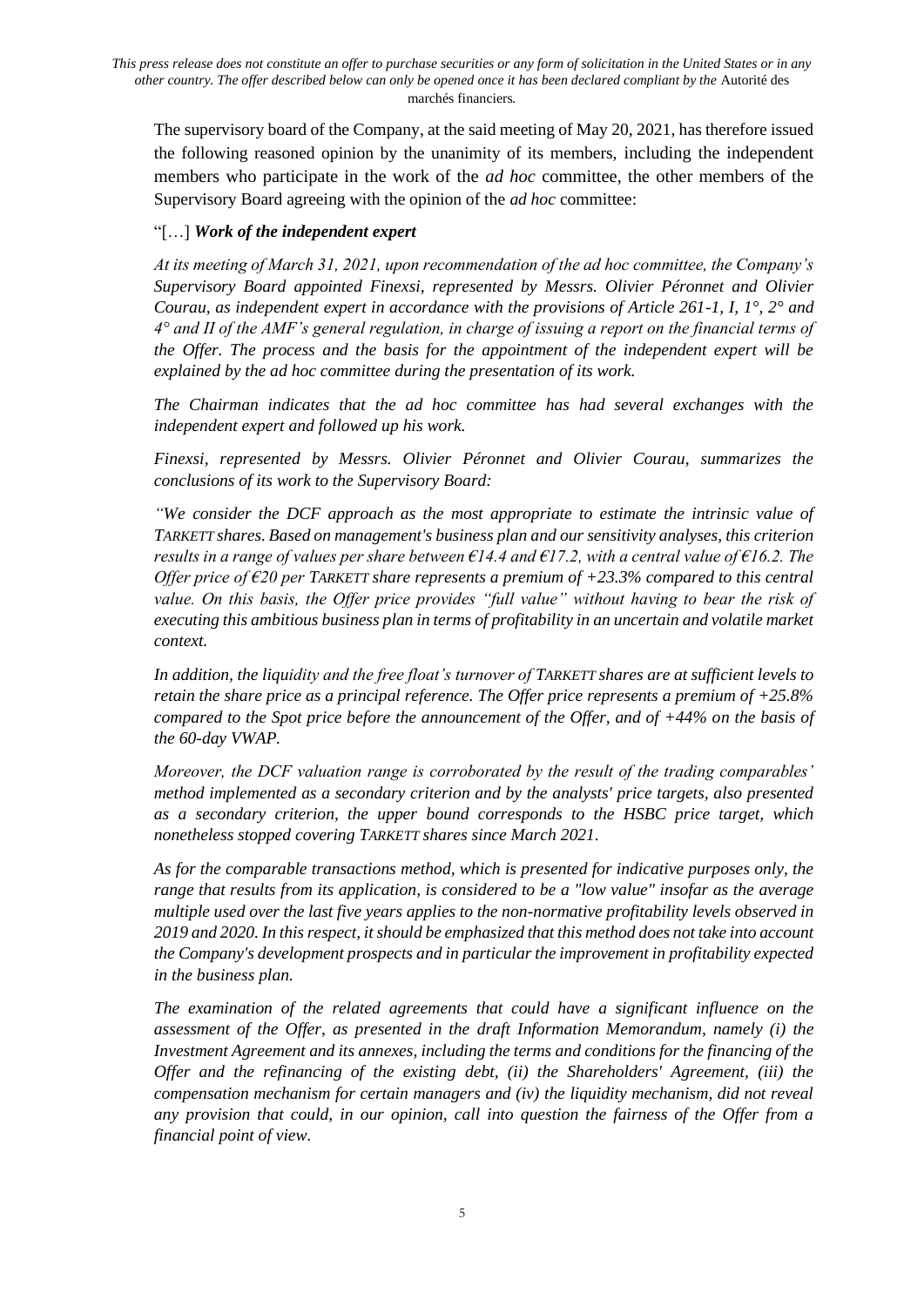The supervisory board of the Company, at the said meeting of May 20, 2021, has therefore issued the following reasoned opinion by the unanimity of its members, including the independent members who participate in the work of the *ad hoc* committee, the other members of the Supervisory Board agreeing with the opinion of the *ad hoc* committee:

"[…] ***Work of the independent expert***

*At its meeting of March 31, 2021, upon recommendation of the ad hoc committee, the Company's Supervisory Board appointed Finexsi, represented by Messrs. Olivier Péronnet and Olivier Courau, as independent expert in accordance with the provisions of Article 261-1, I, 1°, 2° and 4° and II of the AMF's general regulation, in charge of issuing a report on the financial terms of the Offer. The process and the basis for the appointment of the independent expert will be explained by the ad hoc committee during the presentation of its work.*

*The Chairman indicates that the ad hoc committee has had several exchanges with the independent expert and followed up his work.*

*Finexsi, represented by Messrs. Olivier Péronnet and Olivier Courau, summarizes the conclusions of its work to the Supervisory Board:*

*"We consider the DCF approach as the most appropriate to estimate the intrinsic value of TARKETT shares. Based on management's business plan and our sensitivity analyses, this criterion results in a range of values per share between €14.4 and €17.2, with a central value of €16.2. The Offer price of €20 per TARKETT share represents a premium of +23.3% compared to this central value. On this basis, the Offer price provides "full value" without having to bear the risk of executing this ambitious business plan in terms of profitability in an uncertain and volatile market context.*

*In addition, the liquidity and the free float's turnover of TARKETT shares are at sufficient levels to retain the share price as a principal reference. The Offer price represents a premium of +25.8% compared to the Spot price before the announcement of the Offer, and of +44% on the basis of the 60-day VWAP.*

*Moreover, the DCF valuation range is corroborated by the result of the trading comparables' method implemented as a secondary criterion and by the analysts' price targets, also presented as a secondary criterion, the upper bound corresponds to the HSBC price target, which nonetheless stopped covering TARKETT shares since March 2021.*

*As for the comparable transactions method, which is presented for indicative purposes only, the range that results from its application, is considered to be a "low value" insofar as the average multiple used over the last five years applies to the non-normative profitability levels observed in 2019 and 2020. In this respect, it should be emphasized that this method does not take into account the Company's development prospects and in particular the improvement in profitability expected in the business plan.*

*The examination of the related agreements that could have a significant influence on the assessment of the Offer, as presented in the draft Information Memorandum, namely (i) the Investment Agreement and its annexes, including the terms and conditions for the financing of the Offer and the refinancing of the existing debt, (ii) the Shareholders' Agreement, (iii) the compensation mechanism for certain managers and (iv) the liquidity mechanism, did not reveal any provision that could, in our opinion, call into question the fairness of the Offer from a financial point of view.*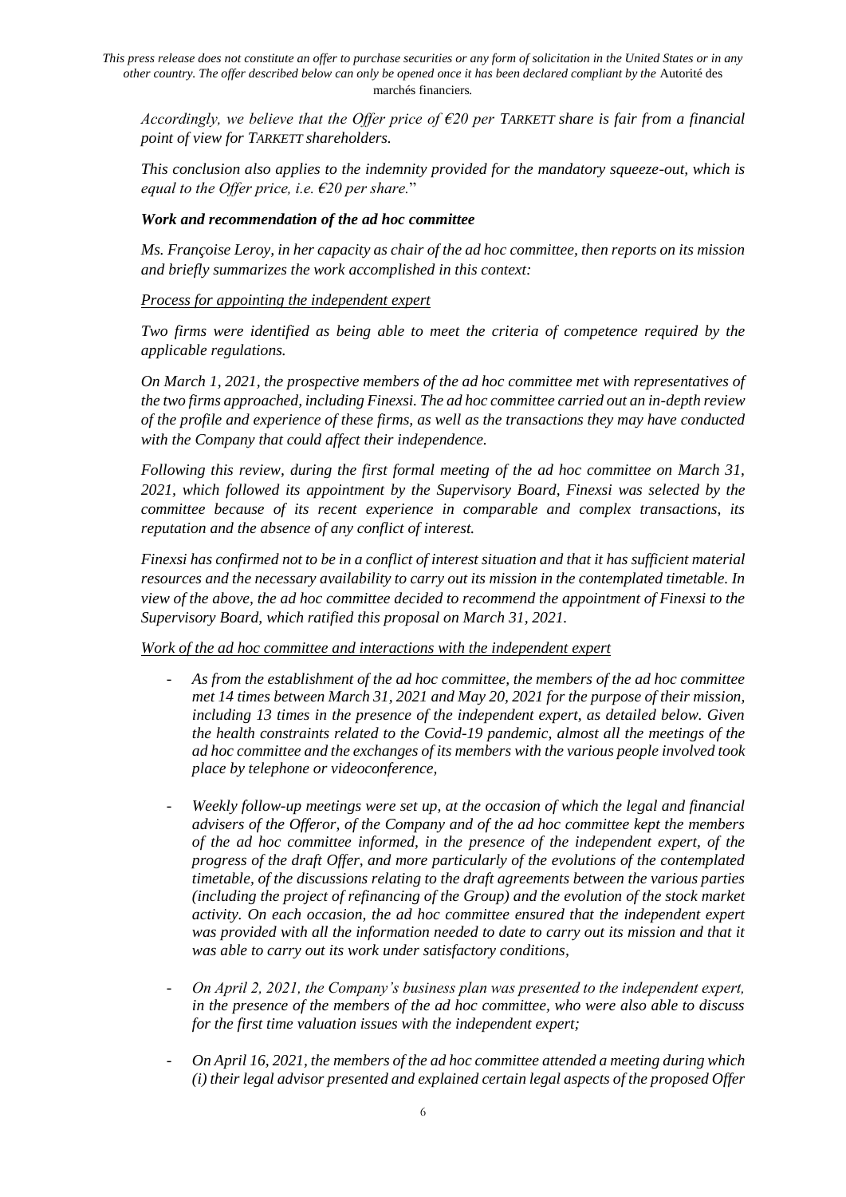*Accordingly, we believe that the Offer price of €20 per TARKETT share is fair from a financial point of view for TARKETT shareholders.*

*This conclusion also applies to the indemnity provided for the mandatory squeeze-out, which is equal to the Offer price, i.e. €20 per share.*"

***Work and recommendation of the ad hoc committee***

*Ms. Françoise Leroy, in her capacity as chair of the ad hoc committee, then reports on its mission and briefly summarizes the work accomplished in this context:*

*Process for appointing the independent expert*

*Two firms were identified as being able to meet the criteria of competence required by the applicable regulations.*

*On March 1, 2021, the prospective members of the ad hoc committee met with representatives of the two firms approached, including Finexsi. The ad hoc committee carried out an in-depth review of the profile and experience of these firms, as well as the transactions they may have conducted with the Company that could affect their independence.*

*Following this review, during the first formal meeting of the ad hoc committee on March 31, 2021, which followed its appointment by the Supervisory Board, Finexsi was selected by the committee because of its recent experience in comparable and complex transactions, its reputation and the absence of any conflict of interest.*

*Finexsi has confirmed not to be in a conflict of interest situation and that it has sufficient material resources and the necessary availability to carry out its mission in the contemplated timetable. In view of the above, the ad hoc committee decided to recommend the appointment of Finexsi to the Supervisory Board, which ratified this proposal on March 31, 2021.*

*Work of the ad hoc committee and interactions with the independent expert*

- *As from the establishment of the ad hoc committee, the members of the ad hoc committee met 14 times between March 31, 2021 and May 20, 2021 for the purpose of their mission, including 13 times in the presence of the independent expert, as detailed below. Given the health constraints related to the Covid-19 pandemic, almost all the meetings of the ad hoc committee and the exchanges of its members with the various people involved took place by telephone or videoconference,*

- *Weekly follow-up meetings were set up, at the occasion of which the legal and financial advisers of the Offeror, of the Company and of the ad hoc committee kept the members of the ad hoc committee informed, in the presence of the independent expert, of the progress of the draft Offer, and more particularly of the evolutions of the contemplated timetable, of the discussions relating to the draft agreements between the various parties (including the project of refinancing of the Group) and the evolution of the stock market activity. On each occasion, the ad hoc committee ensured that the independent expert was provided with all the information needed to date to carry out its mission and that it was able to carry out its work under satisfactory conditions,*

- *On April 2, 2021, the Company's business plan was presented to the independent expert, in the presence of the members of the ad hoc committee, who were also able to discuss for the first time valuation issues with the independent expert;*

- *On April 16, 2021, the members of the ad hoc committee attended a meeting during which (i) their legal advisor presented and explained certain legal aspects of the proposed Offer*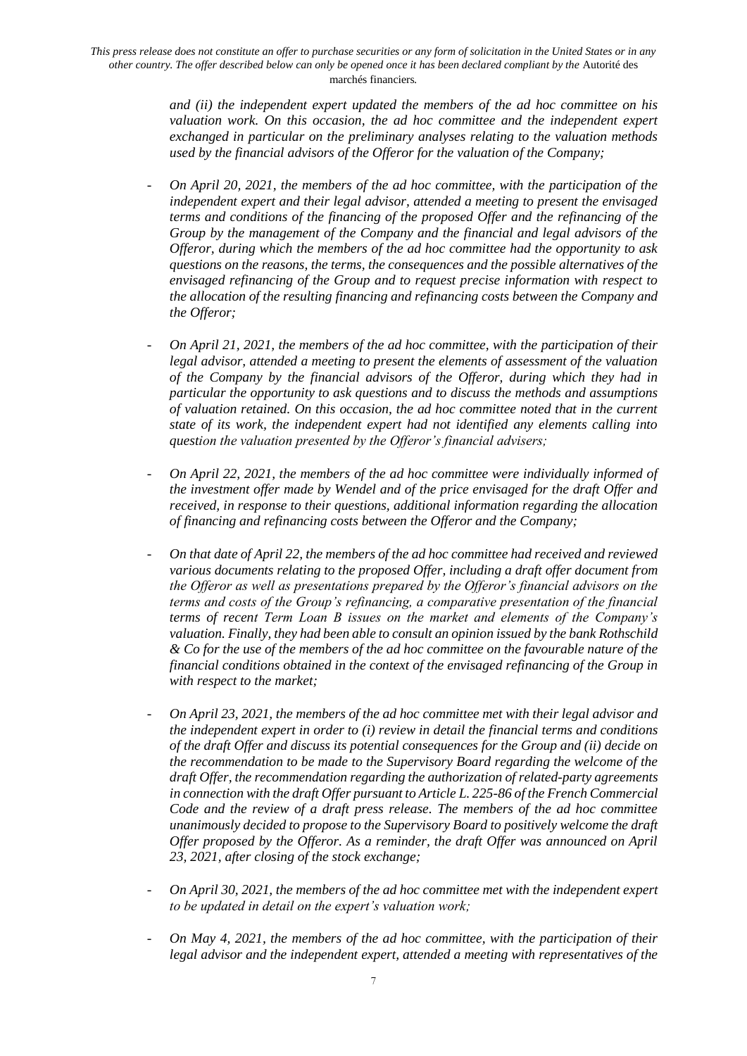*and (ii) the independent expert updated the members of the ad hoc committee on his valuation work. On this occasion, the ad hoc committee and the independent expert exchanged in particular on the preliminary analyses relating to the valuation methods used by the financial advisors of the Offeror for the valuation of the Company;*

- *On April 20, 2021, the members of the ad hoc committee, with the participation of the independent expert and their legal advisor, attended a meeting to present the envisaged terms and conditions of the financing of the proposed Offer and the refinancing of the Group by the management of the Company and the financial and legal advisors of the Offeror, during which the members of the ad hoc committee had the opportunity to ask questions on the reasons, the terms, the consequences and the possible alternatives of the envisaged refinancing of the Group and to request precise information with respect to the allocation of the resulting financing and refinancing costs between the Company and the Offeror;*

- *On April 21, 2021, the members of the ad hoc committee, with the participation of their legal advisor, attended a meeting to present the elements of assessment of the valuation of the Company by the financial advisors of the Offeror, during which they had in particular the opportunity to ask questions and to discuss the methods and assumptions of valuation retained. On this occasion, the ad hoc committee noted that in the current state of its work, the independent expert had not identified any elements calling into question the valuation presented by the Offeror's financial advisers;*

- *On April 22, 2021, the members of the ad hoc committee were individually informed of the investment offer made by Wendel and of the price envisaged for the draft Offer and received, in response to their questions, additional information regarding the allocation of financing and refinancing costs between the Offeror and the Company;*

- *On that date of April 22, the members of the ad hoc committee had received and reviewed various documents relating to the proposed Offer, including a draft offer document from the Offeror as well as presentations prepared by the Offeror's financial advisors on the terms and costs of the Group's refinancing, a comparative presentation of the financial terms of recent Term Loan B issues on the market and elements of the Company's valuation. Finally, they had been able to consult an opinion issued by the bank Rothschild & Co for the use of the members of the ad hoc committee on the favourable nature of the financial conditions obtained in the context of the envisaged refinancing of the Group in with respect to the market;*

- *On April 23, 2021, the members of the ad hoc committee met with their legal advisor and the independent expert in order to (i) review in detail the financial terms and conditions of the draft Offer and discuss its potential consequences for the Group and (ii) decide on the recommendation to be made to the Supervisory Board regarding the welcome of the draft Offer, the recommendation regarding the authorization of related-party agreements in connection with the draft Offer pursuant to Article L. 225-86 of the French Commercial Code and the review of a draft press release. The members of the ad hoc committee unanimously decided to propose to the Supervisory Board to positively welcome the draft Offer proposed by the Offeror. As a reminder, the draft Offer was announced on April 23, 2021, after closing of the stock exchange;*

- *On April 30, 2021, the members of the ad hoc committee met with the independent expert to be updated in detail on the expert's valuation work;*

- *On May 4, 2021, the members of the ad hoc committee, with the participation of their legal advisor and the independent expert, attended a meeting with representatives of the*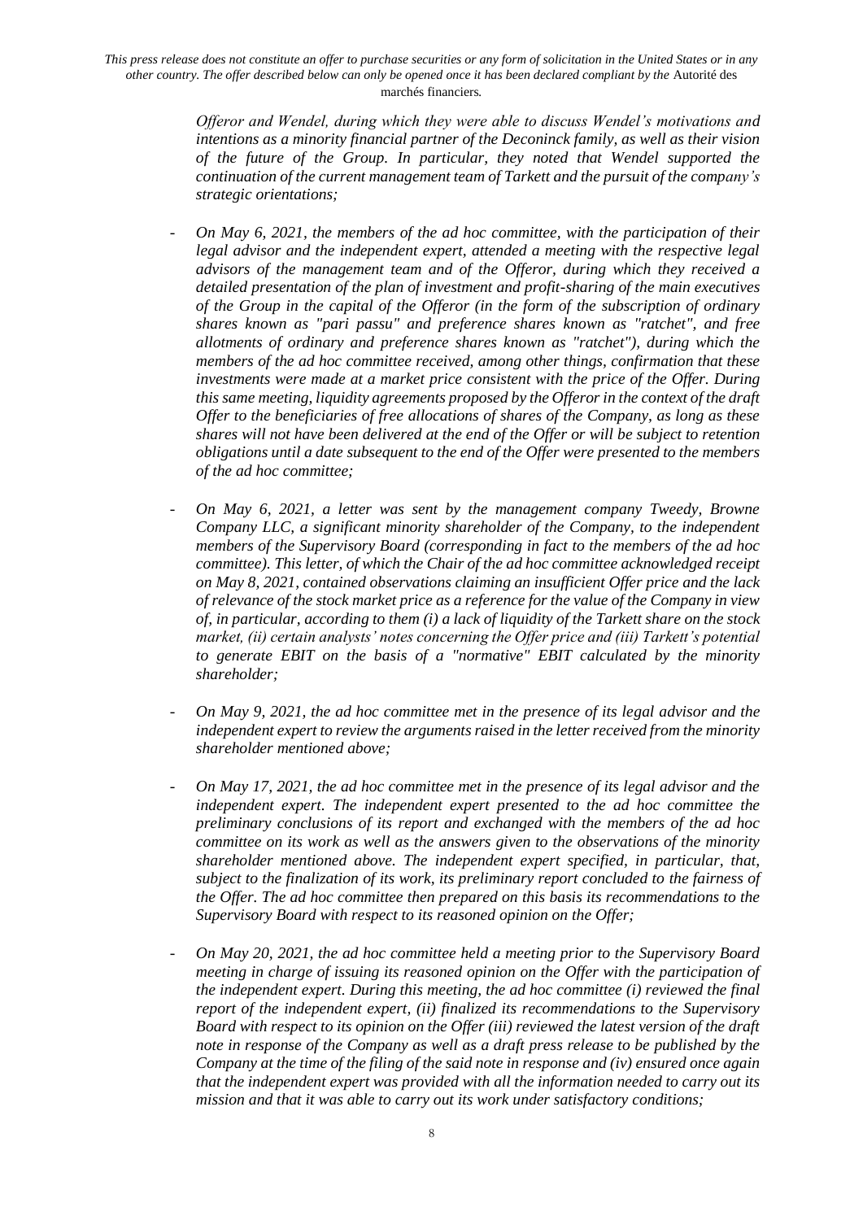*Offeror and Wendel, during which they were able to discuss Wendel's motivations and intentions as a minority financial partner of the Deconinck family, as well as their vision of the future of the Group. In particular, they noted that Wendel supported the continuation of the current management team of Tarkett and the pursuit of the company's strategic orientations;*

- *On May 6, 2021, the members of the ad hoc committee, with the participation of their legal advisor and the independent expert, attended a meeting with the respective legal advisors of the management team and of the Offeror, during which they received a detailed presentation of the plan of investment and profit-sharing of the main executives of the Group in the capital of the Offeror (in the form of the subscription of ordinary shares known as "pari passu" and preference shares known as "ratchet", and free allotments of ordinary and preference shares known as "ratchet"), during which the members of the ad hoc committee received, among other things, confirmation that these investments were made at a market price consistent with the price of the Offer. During this same meeting, liquidity agreements proposed by the Offeror in the context of the draft Offer to the beneficiaries of free allocations of shares of the Company, as long as these shares will not have been delivered at the end of the Offer or will be subject to retention obligations until a date subsequent to the end of the Offer were presented to the members of the ad hoc committee;*

- *On May 6, 2021, a letter was sent by the management company Tweedy, Browne Company LLC, a significant minority shareholder of the Company, to the independent members of the Supervisory Board (corresponding in fact to the members of the ad hoc committee). This letter, of which the Chair of the ad hoc committee acknowledged receipt on May 8, 2021, contained observations claiming an insufficient Offer price and the lack of relevance of the stock market price as a reference for the value of the Company in view of, in particular, according to them (i) a lack of liquidity of the Tarkett share on the stock market, (ii) certain analysts' notes concerning the Offer price and (iii) Tarkett's potential to generate EBIT on the basis of a "normative" EBIT calculated by the minority shareholder;*

- *On May 9, 2021, the ad hoc committee met in the presence of its legal advisor and the independent expert to review the arguments raised in the letter received from the minority shareholder mentioned above;*

- *On May 17, 2021, the ad hoc committee met in the presence of its legal advisor and the independent expert. The independent expert presented to the ad hoc committee the preliminary conclusions of its report and exchanged with the members of the ad hoc committee on its work as well as the answers given to the observations of the minority shareholder mentioned above. The independent expert specified, in particular, that, subject to the finalization of its work, its preliminary report concluded to the fairness of the Offer. The ad hoc committee then prepared on this basis its recommendations to the Supervisory Board with respect to its reasoned opinion on the Offer;*

- *On May 20, 2021, the ad hoc committee held a meeting prior to the Supervisory Board meeting in charge of issuing its reasoned opinion on the Offer with the participation of the independent expert. During this meeting, the ad hoc committee (i) reviewed the final report of the independent expert, (ii) finalized its recommendations to the Supervisory Board with respect to its opinion on the Offer (iii) reviewed the latest version of the draft note in response of the Company as well as a draft press release to be published by the Company at the time of the filing of the said note in response and (iv) ensured once again that the independent expert was provided with all the information needed to carry out its mission and that it was able to carry out its work under satisfactory conditions;*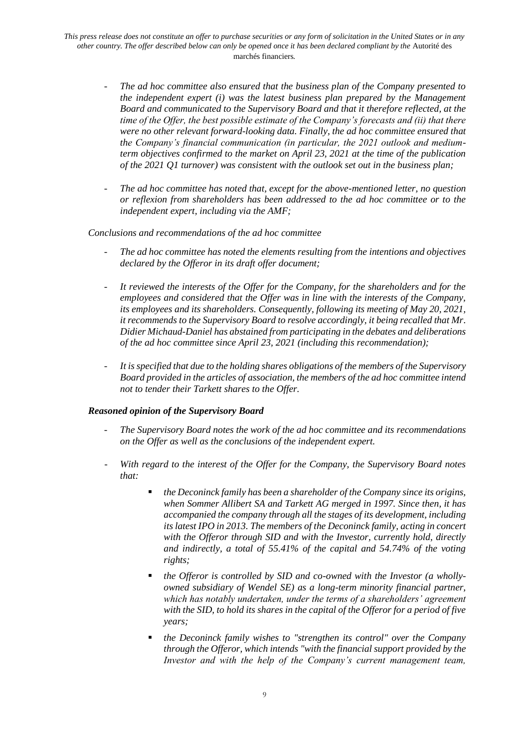- *The ad hoc committee also ensured that the business plan of the Company presented to the independent expert (i) was the latest business plan prepared by the Management Board and communicated to the Supervisory Board and that it therefore reflected, at the time of the Offer, the best possible estimate of the Company's forecasts and (ii) that there were no other relevant forward-looking data. Finally, the ad hoc committee ensured that the Company's financial communication (in particular, the 2021 outlook and medium-term objectives confirmed to the market on April 23, 2021 at the time of the publication of the 2021 Q1 turnover) was consistent with the outlook set out in the business plan;*

- *The ad hoc committee has noted that, except for the above-mentioned letter, no question or reflexion from shareholders has been addressed to the ad hoc committee or to the independent expert, including via the AMF;*

*Conclusions and recommendations of the ad hoc committee*

- *The ad hoc committee has noted the elements resulting from the intentions and objectives declared by the Offeror in its draft offer document;*

- *It reviewed the interests of the Offer for the Company, for the shareholders and for the employees and considered that the Offer was in line with the interests of the Company, its employees and its shareholders. Consequently, following its meeting of May 20, 2021, it recommends to the Supervisory Board to resolve accordingly, it being recalled that Mr. Didier Michaud-Daniel has abstained from participating in the debates and deliberations of the ad hoc committee since April 23, 2021 (including this recommendation);*

- *It is specified that due to the holding shares obligations of the members of the Supervisory Board provided in the articles of association, the members of the ad hoc committee intend not to tender their Tarkett shares to the Offer.*

***Reasoned opinion of the Supervisory Board***

- *The Supervisory Board notes the work of the ad hoc committee and its recommendations on the Offer as well as the conclusions of the independent expert.*

- *With regard to the interest of the Offer for the Company, the Supervisory Board notes that:*

  - *the Deconinck family has been a shareholder of the Company since its origins, when Sommer Allibert SA and Tarkett AG merged in 1997. Since then, it has accompanied the company through all the stages of its development, including its latest IPO in 2013. The members of the Deconinck family, acting in concert with the Offeror through SID and with the Investor, currently hold, directly and indirectly, a total of 55.41% of the capital and 54.74% of the voting rights;*

  - *the Offeror is controlled by SID and co-owned with the Investor (a wholly-owned subsidiary of Wendel SE) as a long-term minority financial partner, which has notably undertaken, under the terms of a shareholders' agreement with the SID, to hold its shares in the capital of the Offeror for a period of five years;*

  - *the Deconinck family wishes to "strengthen its control" over the Company through the Offeror, which intends "with the financial support provided by the Investor and with the help of the Company's current management team,*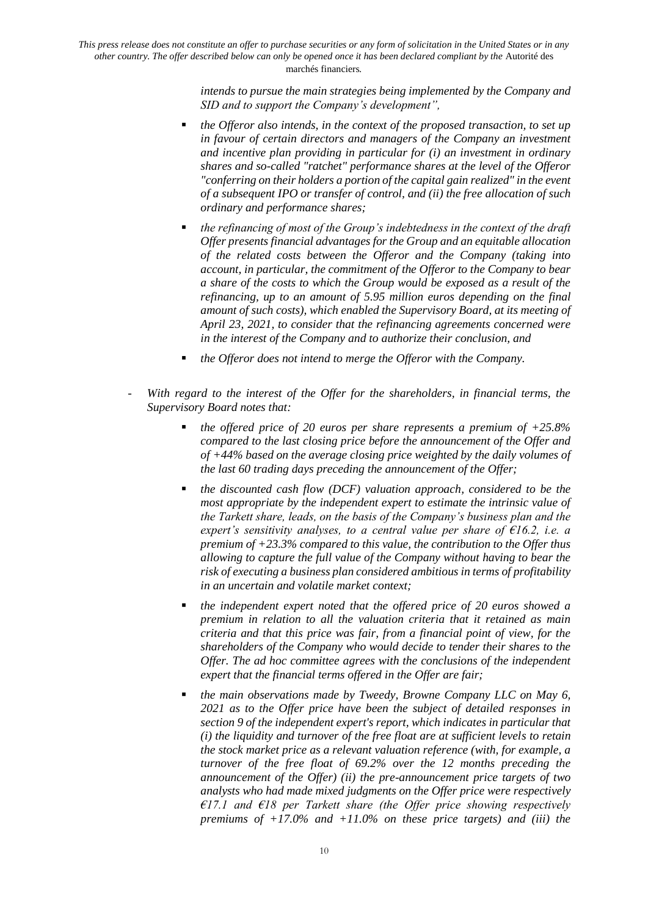*intends to pursue the main strategies being implemented by the Company and SID and to support the Company's development",*

- *the Offeror also intends, in the context of the proposed transaction, to set up in favour of certain directors and managers of the Company an investment and incentive plan providing in particular for (i) an investment in ordinary shares and so-called "ratchet" performance shares at the level of the Offeror "conferring on their holders a portion of the capital gain realized" in the event of a subsequent IPO or transfer of control, and (ii) the free allocation of such ordinary and performance shares;*
- *the refinancing of most of the Group's indebtedness in the context of the draft Offer presents financial advantages for the Group and an equitable allocation of the related costs between the Offeror and the Company (taking into account, in particular, the commitment of the Offeror to the Company to bear a share of the costs to which the Group would be exposed as a result of the refinancing, up to an amount of 5.95 million euros depending on the final amount of such costs), which enabled the Supervisory Board, at its meeting of April 23, 2021, to consider that the refinancing agreements concerned were in the interest of the Company and to authorize their conclusion, and*
- *the Offeror does not intend to merge the Offeror with the Company.*

- *With regard to the interest of the Offer for the shareholders, in financial terms, the Supervisory Board notes that:*
  - *the offered price of 20 euros per share represents a premium of +25.8% compared to the last closing price before the announcement of the Offer and of +44% based on the average closing price weighted by the daily volumes of the last 60 trading days preceding the announcement of the Offer;*
  - *the discounted cash flow (DCF) valuation approach, considered to be the most appropriate by the independent expert to estimate the intrinsic value of the Tarkett share, leads, on the basis of the Company's business plan and the expert's sensitivity analyses, to a central value per share of €16.2, i.e. a premium of +23.3% compared to this value, the contribution to the Offer thus allowing to capture the full value of the Company without having to bear the risk of executing a business plan considered ambitious in terms of profitability in an uncertain and volatile market context;*
  - *the independent expert noted that the offered price of 20 euros showed a premium in relation to all the valuation criteria that it retained as main criteria and that this price was fair, from a financial point of view, for the shareholders of the Company who would decide to tender their shares to the Offer. The ad hoc committee agrees with the conclusions of the independent expert that the financial terms offered in the Offer are fair;*
  - *the main observations made by Tweedy, Browne Company LLC on May 6, 2021 as to the Offer price have been the subject of detailed responses in section 9 of the independent expert's report, which indicates in particular that (i) the liquidity and turnover of the free float are at sufficient levels to retain the stock market price as a relevant valuation reference (with, for example, a turnover of the free float of 69.2% over the 12 months preceding the announcement of the Offer) (ii) the pre-announcement price targets of two analysts who had made mixed judgments on the Offer price were respectively €17.1 and €18 per Tarkett share (the Offer price showing respectively premiums of +17.0% and +11.0% on these price targets) and (iii) the*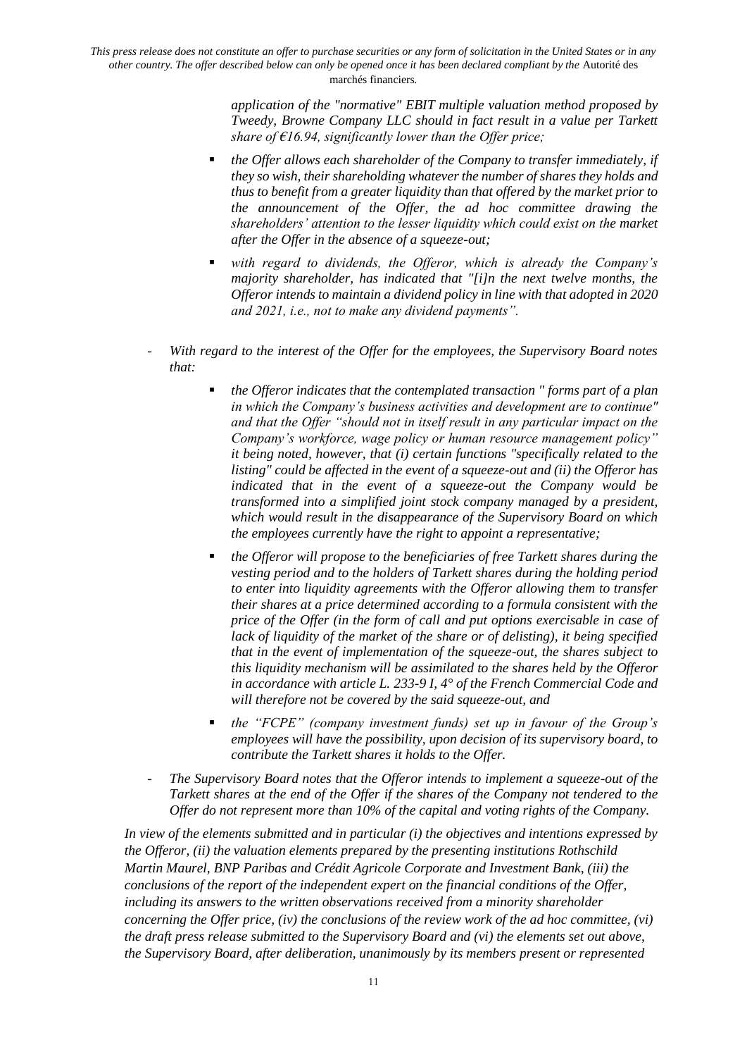*application of the "normative" EBIT multiple valuation method proposed by Tweedy, Browne Company LLC should in fact result in a value per Tarkett share of €16.94, significantly lower than the Offer price;*

- *the Offer allows each shareholder of the Company to transfer immediately, if they so wish, their shareholding whatever the number of shares they holds and thus to benefit from a greater liquidity than that offered by the market prior to the announcement of the Offer, the ad hoc committee drawing the shareholders' attention to the lesser liquidity which could exist on the market after the Offer in the absence of a squeeze-out;*
- *with regard to dividends, the Offeror, which is already the Company's majority shareholder, has indicated that "[i]n the next twelve months, the Offeror intends to maintain a dividend policy in line with that adopted in 2020 and 2021, i.e., not to make any dividend payments".*

- *With regard to the interest of the Offer for the employees, the Supervisory Board notes that:*
  - *the Offeror indicates that the contemplated transaction " forms part of a plan in which the Company's business activities and development are to continue" and that the Offer "should not in itself result in any particular impact on the Company's workforce, wage policy or human resource management policy" it being noted, however, that (i) certain functions "specifically related to the listing" could be affected in the event of a squeeze-out and (ii) the Offeror has indicated that in the event of a squeeze-out the Company would be transformed into a simplified joint stock company managed by a president, which would result in the disappearance of the Supervisory Board on which the employees currently have the right to appoint a representative;*
  - *the Offeror will propose to the beneficiaries of free Tarkett shares during the vesting period and to the holders of Tarkett shares during the holding period to enter into liquidity agreements with the Offeror allowing them to transfer their shares at a price determined according to a formula consistent with the price of the Offer (in the form of call and put options exercisable in case of lack of liquidity of the market of the share or of delisting), it being specified that in the event of implementation of the squeeze-out, the shares subject to this liquidity mechanism will be assimilated to the shares held by the Offeror in accordance with article L. 233-9 I, 4° of the French Commercial Code and will therefore not be covered by the said squeeze-out, and*
  - *the "FCPE" (company investment funds) set up in favour of the Group's employees will have the possibility, upon decision of its supervisory board, to contribute the Tarkett shares it holds to the Offer.*
- *The Supervisory Board notes that the Offeror intends to implement a squeeze-out of the Tarkett shares at the end of the Offer if the shares of the Company not tendered to the Offer do not represent more than 10% of the capital and voting rights of the Company.*

*In view of the elements submitted and in particular (i) the objectives and intentions expressed by the Offeror, (ii) the valuation elements prepared by the presenting institutions Rothschild Martin Maurel, BNP Paribas and Crédit Agricole Corporate and Investment Bank, (iii) the conclusions of the report of the independent expert on the financial conditions of the Offer, including its answers to the written observations received from a minority shareholder concerning the Offer price, (iv) the conclusions of the review work of the ad hoc committee, (vi) the draft press release submitted to the Supervisory Board and (vi) the elements set out above, the Supervisory Board, after deliberation, unanimously by its members present or represented*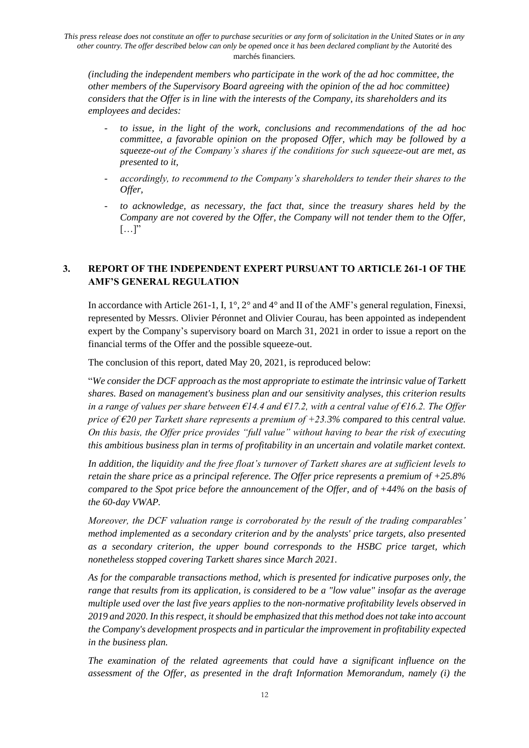*(including the independent members who participate in the work of the ad hoc committee, the other members of the Supervisory Board agreeing with the opinion of the ad hoc committee) considers that the Offer is in line with the interests of the Company, its shareholders and its employees and decides:*

- *to issue, in the light of the work, conclusions and recommendations of the ad hoc committee, a favorable opinion on the proposed Offer, which may be followed by a squeeze-out of the Company's shares if the conditions for such squeeze-out are met, as presented to it,*
- *accordingly, to recommend to the Company's shareholders to tender their shares to the Offer,*
- *to acknowledge, as necessary, the fact that, since the treasury shares held by the Company are not covered by the Offer, the Company will not tender them to the Offer, […]"*

## 3. REPORT OF THE INDEPENDENT EXPERT PURSUANT TO ARTICLE 261-1 OF THE AMF'S GENERAL REGULATION

In accordance with Article 261-1, I, 1°, 2° and 4° and II of the AMF's general regulation, Finexsi, represented by Messrs. Olivier Péronnet and Olivier Courau, has been appointed as independent expert by the Company's supervisory board on March 31, 2021 in order to issue a report on the financial terms of the Offer and the possible squeeze-out.

The conclusion of this report, dated May 20, 2021, is reproduced below:

"*We consider the DCF approach as the most appropriate to estimate the intrinsic value of Tarkett shares. Based on management's business plan and our sensitivity analyses, this criterion results in a range of values per share between €14.4 and €17.2, with a central value of €16.2. The Offer price of €20 per Tarkett share represents a premium of +23.3% compared to this central value. On this basis, the Offer price provides "full value" without having to bear the risk of executing this ambitious business plan in terms of profitability in an uncertain and volatile market context.*

*In addition, the liquidity and the free float's turnover of Tarkett shares are at sufficient levels to retain the share price as a principal reference. The Offer price represents a premium of +25.8% compared to the Spot price before the announcement of the Offer, and of +44% on the basis of the 60-day VWAP.*

*Moreover, the DCF valuation range is corroborated by the result of the trading comparables' method implemented as a secondary criterion and by the analysts' price targets, also presented as a secondary criterion, the upper bound corresponds to the HSBC price target, which nonetheless stopped covering Tarkett shares since March 2021.*

*As for the comparable transactions method, which is presented for indicative purposes only, the range that results from its application, is considered to be a "low value" insofar as the average multiple used over the last five years applies to the non-normative profitability levels observed in 2019 and 2020. In this respect, it should be emphasized that this method does not take into account the Company's development prospects and in particular the improvement in profitability expected in the business plan.*

*The examination of the related agreements that could have a significant influence on the assessment of the Offer, as presented in the draft Information Memorandum, namely (i) the*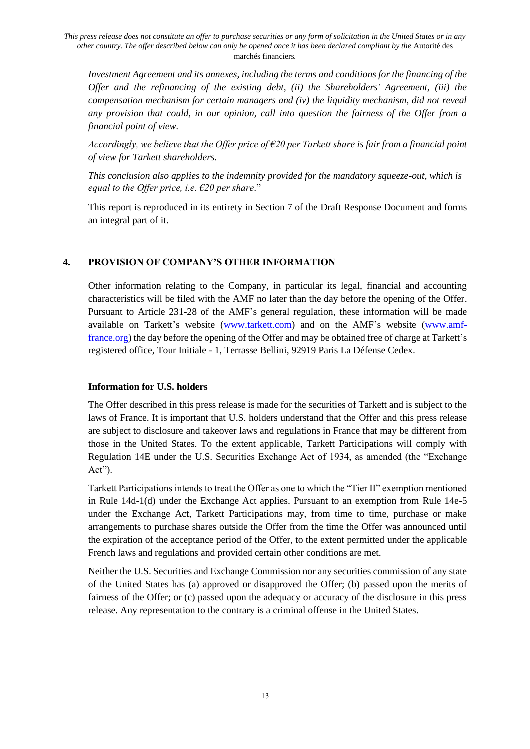*Investment Agreement and its annexes, including the terms and conditions for the financing of the Offer and the refinancing of the existing debt, (ii) the Shareholders' Agreement, (iii) the compensation mechanism for certain managers and (iv) the liquidity mechanism, did not reveal any provision that could, in our opinion, call into question the fairness of the Offer from a financial point of view.*

*Accordingly, we believe that the Offer price of €20 per Tarkett share is fair from a financial point of view for Tarkett shareholders.*

*This conclusion also applies to the indemnity provided for the mandatory squeeze-out, which is equal to the Offer price, i.e. €20 per share*."

This report is reproduced in its entirety in Section 7 of the Draft Response Document and forms an integral part of it.

## 4. PROVISION OF COMPANY'S OTHER INFORMATION

Other information relating to the Company, in particular its legal, financial and accounting characteristics will be filed with the AMF no later than the day before the opening of the Offer. Pursuant to Article 231-28 of the AMF's general regulation, these information will be made available on Tarkett's website (www.tarkett.com) and on the AMF's website (www.amf-france.org) the day before the opening of the Offer and may be obtained free of charge at Tarkett's registered office, Tour Initiale - 1, Terrasse Bellini, 92919 Paris La Défense Cedex.

**Information for U.S. holders**

The Offer described in this press release is made for the securities of Tarkett and is subject to the laws of France. It is important that U.S. holders understand that the Offer and this press release are subject to disclosure and takeover laws and regulations in France that may be different from those in the United States. To the extent applicable, Tarkett Participations will comply with Regulation 14E under the U.S. Securities Exchange Act of 1934, as amended (the "Exchange Act").

Tarkett Participations intends to treat the Offer as one to which the "Tier II" exemption mentioned in Rule 14d-1(d) under the Exchange Act applies. Pursuant to an exemption from Rule 14e-5 under the Exchange Act, Tarkett Participations may, from time to time, purchase or make arrangements to purchase shares outside the Offer from the time the Offer was announced until the expiration of the acceptance period of the Offer, to the extent permitted under the applicable French laws and regulations and provided certain other conditions are met.

Neither the U.S. Securities and Exchange Commission nor any securities commission of any state of the United States has (a) approved or disapproved the Offer; (b) passed upon the merits of fairness of the Offer; or (c) passed upon the adequacy or accuracy of the disclosure in this press release. Any representation to the contrary is a criminal offense in the United States.